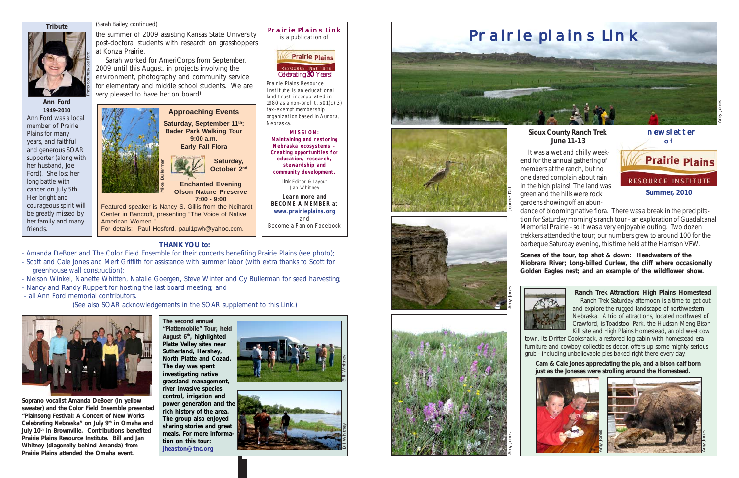## Tribute

**Ann Ford**
**1949-2010**

Ann Ford was a local member of Prairie Plains for many years, and faithful and generous SOAR supporter (along with her husband, Joe Ford). She lost her long battle with cancer on July 5th. Her bright and courageous spirit will be greatly missed by her family and many friends.

Photo courtesy Joe Ford

(Sarah Bailey, continued)

the summer of 2009 assisting Kansas State University post-doctoral students with research on grasshoppers at Konza Prairie.

Sarah worked for AmeriCorps from September, 2009 until this August, in projects involving the environment, photography and community service for elementary and middle school students. We are very pleased to have her on board!

### Approaching Events

**Saturday, September 11th: Bader Park Walking Tour 9:00 a.m. Early Fall Flora**

**Saturday, October 2nd**

**Enchanted Evening Olson Nature Preserve 7:00 - 9:00**

Featured speaker is Nancy S. Gillis from the Neihardt Center in Bancroft, presenting "The Voice of Native American Women."

For details: Paul Hosford, paul1pwh@yahoo.com.

Mike Bullerman

**Prairie Plains Link** is a publication of

Prairie Plains Resource Institute — Celebrating 30 Years!

Prairie Plains Resource Institute is an educational land trust incorporated in 1980 as a non-profit, 501(c)(3) tax-exempt membership organization based in Aurora, Nebraska.

**MISSION: Maintaining and restoring Nebraska ecosystems - Creating opportunities for education, research, stewardship and community development.**

Link Editor & Layout
Jan Whitney

**Learn more and BECOME A MEMBER at www.prairieplains.org**
and
Become a Fan on Facebook

### THANK YOU to:

- Amanda DeBoer and The Color Field Ensemble for their concerts benefiting Prairie Plains (see photo);
- Scott and Cale Jones and Mert Griffith for assistance with summer labor (with extra thanks to Scott for greenhouse wall construction);
- Nelson Winkel, Nanette Whitten, Natalie Goergen, Steve Winter and Cy Bullerman for seed harvesting;
- Nancy and Randy Ruppert for hosting the last board meeting; and
- all Ann Ford memorial contributors.

(See also SOAR acknowledgements in the SOAR supplement to this Link.)

**Soprano vocalist Amanda DeBoer (in yellow sweater) and the Color Field Ensemble presented "Plainsong Festival: A Concert of New Works Celebrating Nebraska" on July 9th in Omaha and July 10th in Brownville. Contributions benefited Prairie Plains Resource Institute. Bill and Jan Whitney (diagonally behind Amanda) from Prairie Plains attended the Omaha event.**

**The second annual "Plattemobile" Tour, held August 6th, highlighted Platte Valley sites near Sutherland, Hershey, North Platte and Cozad. The day was spent investigating native grassland management, river invasive species control, irrigation and power generation and the rich history of the area. The group also enjoyed sharing stories and great meals. For more information on this tour: jheaston@tnc.org**

Bill Whitney

Bill Whitney

# Prairie plains Link

Amy Jones

Jeanne Dill

Amy Jones

Amy Jones

**newsletter of Prairie Plains Resource Institute**

**Summer, 2010**

### Sioux County Ranch Trek June 11-13

It was a wet and chilly weekend for the annual gathering of members at the ranch, but no one dared complain about rain in the high plains! The land was green and the hills were rock gardens showing off an abundance of blooming native flora. There was a break in the precipitation for Saturday morning's ranch tour - an exploration of Guadalcanal Memorial Prairie - so it was a very enjoyable outing. Two dozen trekkers attended the tour; our numbers grew to around 100 for the barbeque Saturday evening, this time held at the Harrison VFW.

**Scenes of the tour, top shot & down: Headwaters of the Niobrara River; Long-billed Curlew, the cliff where occasionally Golden Eagles nest; and an example of the wildflower show.**

### Ranch Trek Attraction: High Plains Homestead

Ranch Trek Saturday afternoon is a time to get out and explore the rugged landscape of northwestern Nebraska. A trio of attractions, located northwest of Crawford, is Toadstool Park, the Hudson-Meng Bison Kill site and High Plains Homestead, an old west cow town. Its Drifter Cookshack, a restored log cabin with homestead era furniture and cowboy collectibles decor, offers up some mighty serious grub - including unbelievable pies baked right there every day.

**Cam & Cale Jones appreciating the pie, and a bison calf born just as the Joneses were strolling around the Homestead.**

Amy Jones

Amy Jones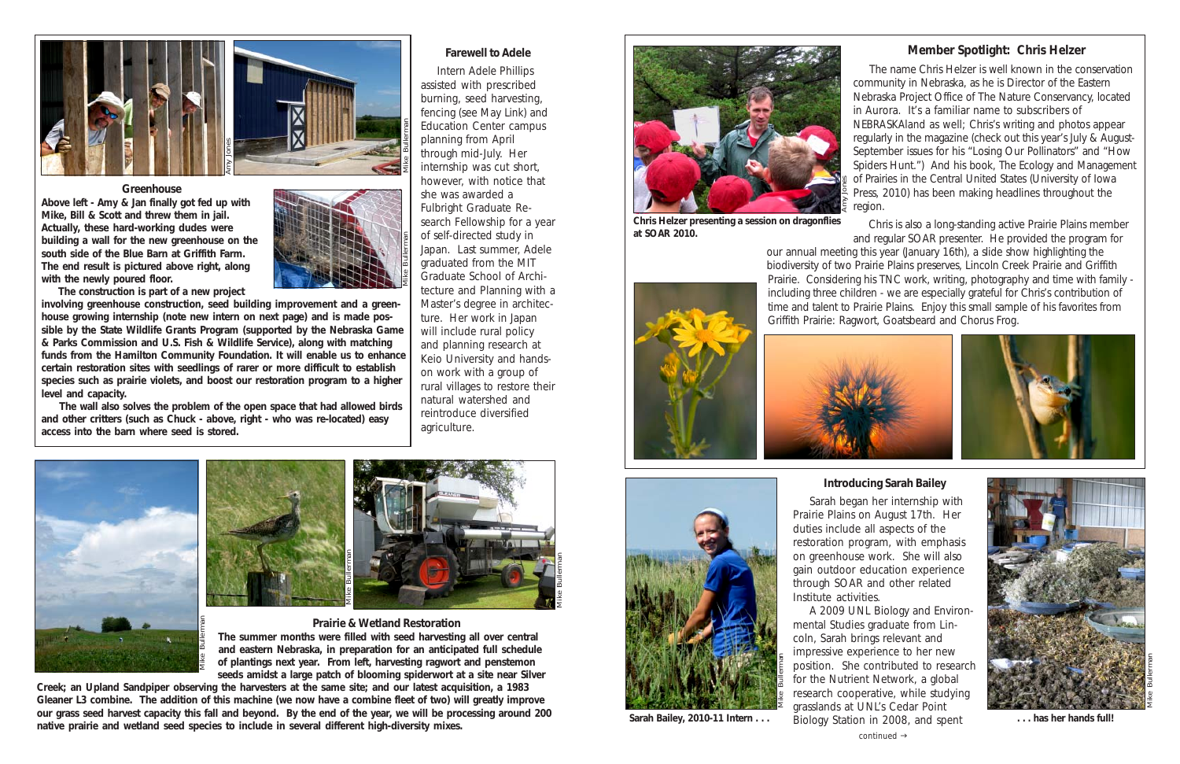### Greenhouse

**Above left - Amy & Jan finally got fed up with Mike, Bill & Scott and threw them in jail. Actually, these hard-working dudes were building a wall for the new greenhouse on the south side of the Blue Barn at Griffith Farm. The end result is pictured above right, along with the newly poured floor.**

**The construction is part of a new project involving greenhouse construction, seed building improvement and a greenhouse growing internship (note new intern on next page) and is made possible by the State Wildlife Grants Program (supported by the Nebraska Game & Parks Commission and U.S. Fish & Wildlife Service), along with matching funds from the Hamilton Community Foundation. It will enable us to enhance certain restoration sites with seedlings of rarer or more difficult to establish species such as prairie violets, and boost our restoration program to a higher level and capacity.**

**The wall also solves the problem of the open space that had allowed birds and other critters (such as Chuck - above, right - who was re-located) easy access into the barn where seed is stored.**

### Farewell to Adele

Intern Adele Phillips assisted with prescribed burning, seed harvesting, fencing (see May Link) and Education Center campus planning from April through mid-July. Her internship was cut short, however, with notice that she was awarded a Fulbright Graduate Research Fellowship for a year of self-directed study in Japan. Last summer, Adele graduated from the MIT Graduate School of Architecture and Planning with a Master's degree in architecture. Her work in Japan will include rural policy and planning research at Keio University and hands-on work with a group of rural villages to restore their natural watershed and reintroduce diversified agriculture.

### Prairie & Wetland Restoration

**The summer months were filled with seed harvesting all over central and eastern Nebraska, in preparation for an anticipated full schedule of plantings next year. From left, harvesting ragwort and penstemon seeds amidst a large patch of blooming spiderwort at a site near Silver Creek; an Upland Sandpiper observing the harvesters at the same site; and our latest acquisition, a 1983 Gleaner L3 combine. The addition of this machine (we now have a combine fleet of two) will greatly improve our grass seed harvest capacity this fall and beyond. By the end of the year, we will be processing around 200 native prairie and wetland seed species to include in several different high-diversity mixes.**

### Member Spotlight: Chris Helzer

**Chris Helzer presenting a session on dragonflies at SOAR 2010.**

The name Chris Helzer is well known in the conservation community in Nebraska, as he is Director of the Eastern Nebraska Project Office of The Nature Conservancy, located in Aurora. It's a familiar name to subscribers of NEBRASKAland as well; Chris's writing and photos appear regularly in the magazine (check out this year's July & August-September issues for his "Losing Our Pollinators" and "How Spiders Hunt.") And his book, The Ecology and Management of Prairies in the Central United States (University of Iowa Press, 2010) has been making headlines throughout the region.

Chris is also a long-standing active Prairie Plains member and regular SOAR presenter. He provided the program for our annual meeting this year (January 16th), a slide show highlighting the biodiversity of two Prairie Plains preserves, Lincoln Creek Prairie and Griffith Prairie. Considering his TNC work, writing, photography and time with family - including three children - we are especially grateful for Chris's contribution of time and talent to Prairie Plains. Enjoy this small sample of his favorites from Griffith Prairie: Ragwort, Goatsbeard and Chorus Frog.

### Introducing Sarah Bailey

Sarah began her internship with Prairie Plains on August 17th. Her duties include all aspects of the restoration program, with emphasis on greenhouse work. She will also gain outdoor education experience through SOAR and other related Institute activities.

A 2009 UNL Biology and Environmental Studies graduate from Lincoln, Sarah brings relevant and impressive experience to her new position. She contributed to research for the Nutrient Network, a global research cooperative, while studying grasslands at UNL's Cedar Point Biology Station in 2008, and spent

continued →

**Sarah Bailey, 2010-11 Intern . . .**

**. . . has her hands full!**